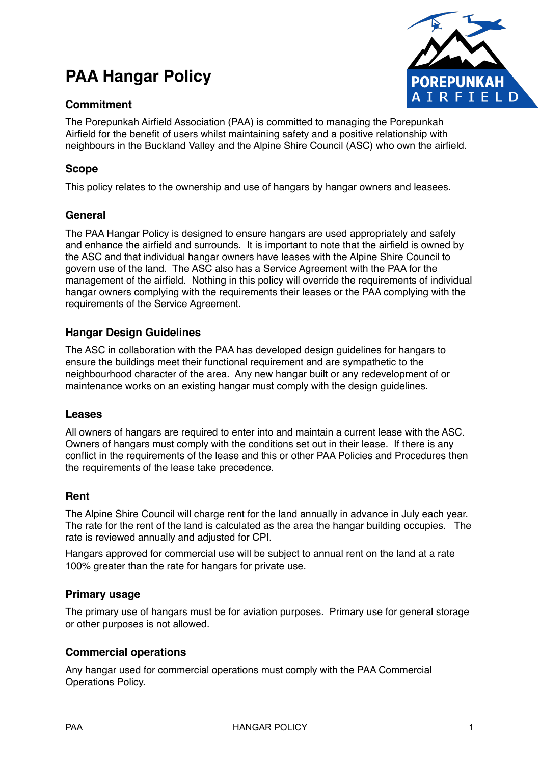# PAA Hangar Policy

## Commitment

The Porepunkah Airfield Association (PAA) is committed to managing the Porepunkah Airfield for the benefit of users whilst maintaining safety and a positive relationship with neighbours in the Buckland Valley and the Alpine Shire Council (ASC) who own the airfield.

## Scope

This policy relates to the ownership and use of hangars by hangar owners and leasees.

## General

The PAA Hangar Policy is designed to ensure hangars are used appropriately and safely and enhance the airfield and surrounds. It is important to note that the airfield is owned by the ASC and that individual hangar owners have leases with the Alpine Shire Council to govern use of the land. The ASC also has a Service Agreement with the PAA for the management of the airfield. Nothing in this policy will override the requirements of individual hangar owners complying with the requirements their leases or the PAA complying with the requirements of the Service Agreement.

## Hangar Design Guidelines

The ASC in collaboration with the PAA has developed design guidelines for hangars to ensure the buildings meet their functional requirement and are sympathetic to the neighbourhood character of the area. Any new hangar built or any redevelopment of or maintenance works on an existing hangar must comply with the design guidelines.

## Leases

All owners of hangars are required to enter into and maintain a current lease with the ASC. Owners of hangars must comply with the conditions set out in their lease. If there is any conflict in the requirements of the lease and this or other PAA Policies and Procedures then the requirements of the lease take precedence.

## Rent

The Alpine Shire Council will charge rent for the land annually in advance in July each year. The rate for the rent of the land is calculated as the area the hangar building occupies. The rate is reviewed annually and adjusted for CPI.

Hangars approved for commercial use will be subject to annual rent on the land at a rate 100% greater than the rate for hangars for private use.

## Primary usage

The primary use of hangars must be for aviation purposes. Primary use for general storage or other purposes is not allowed.

## Commercial operations

Any hangar used for commercial operations must comply with the PAA Commercial Operations Policy.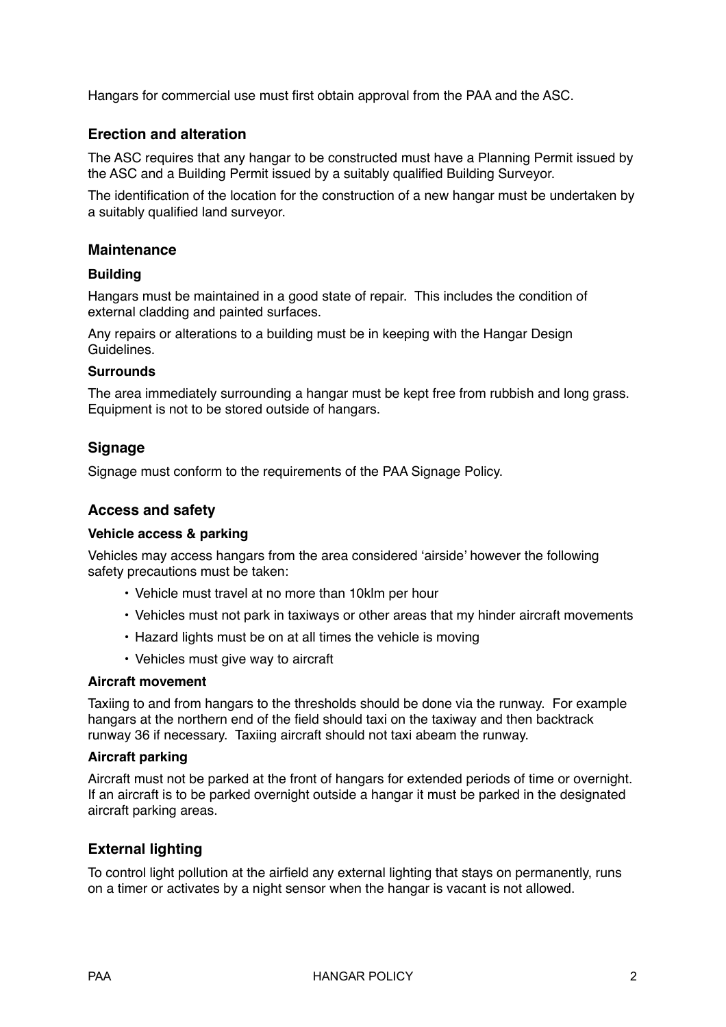Hangars for commercial use must first obtain approval from the PAA and the ASC.

## Erection and alteration

The ASC requires that any hangar to be constructed must have a Planning Permit issued by the ASC and a Building Permit issued by a suitably qualified Building Surveyor.

The identification of the location for the construction of a new hangar must be undertaken by a suitably qualified land surveyor.

## Maintenance

### Building

Hangars must be maintained in a good state of repair. This includes the condition of external cladding and painted surfaces.

Any repairs or alterations to a building must be in keeping with the Hangar Design Guidelines.

### Surrounds

The area immediately surrounding a hangar must be kept free from rubbish and long grass. Equipment is not to be stored outside of hangars.

## Signage

Signage must conform to the requirements of the PAA Signage Policy.

## Access and safety

### Vehicle access & parking

Vehicles may access hangars from the area considered 'airside' however the following safety precautions must be taken:

- Vehicle must travel at no more than 10klm per hour
- Vehicles must not park in taxiways or other areas that my hinder aircraft movements
- Hazard lights must be on at all times the vehicle is moving
- Vehicles must give way to aircraft

### Aircraft movement

Taxiing to and from hangars to the thresholds should be done via the runway. For example hangars at the northern end of the field should taxi on the taxiway and then backtrack runway 36 if necessary. Taxiing aircraft should not taxi abeam the runway.

### Aircraft parking

Aircraft must not be parked at the front of hangars for extended periods of time or overnight. If an aircraft is to be parked overnight outside a hangar it must be parked in the designated aircraft parking areas.

## External lighting

To control light pollution at the airfield any external lighting that stays on permanently, runs on a timer or activates by a night sensor when the hangar is vacant is not allowed.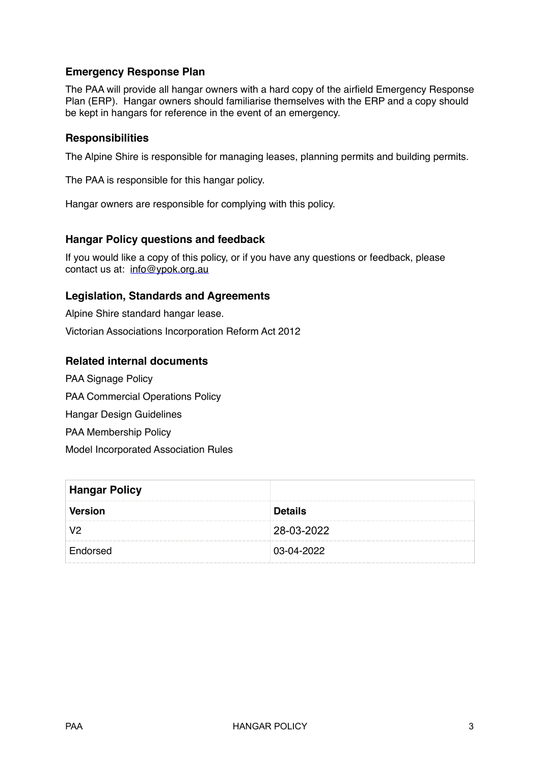### Emergency Response Plan

The PAA will provide all hangar owners with a hard copy of the airfield Emergency Response Plan (ERP). Hangar owners should familiarise themselves with the ERP and a copy should be kept in hangars for reference in the event of an emergency.

### Responsibilities

The Alpine Shire is responsible for managing leases, planning permits and building permits.

The PAA is responsible for this hangar policy.

Hangar owners are responsible for complying with this policy.

### Hangar Policy questions and feedback

If you would like a copy of this policy, or if you have any questions or feedback, please contact us at: info@ypok.org.au

### Legislation, Standards and Agreements

Alpine Shire standard hangar lease.

Victorian Associations Incorporation Reform Act 2012

### Related internal documents

PAA Signage Policy

PAA Commercial Operations Policy

Hangar Design Guidelines

PAA Membership Policy

Model Incorporated Association Rules

| **Hangar Policy** | |
|---|---|
| **Version** | **Details** |
| V2 | 28-03-2022 |
| Endorsed | 03-04-2022 |